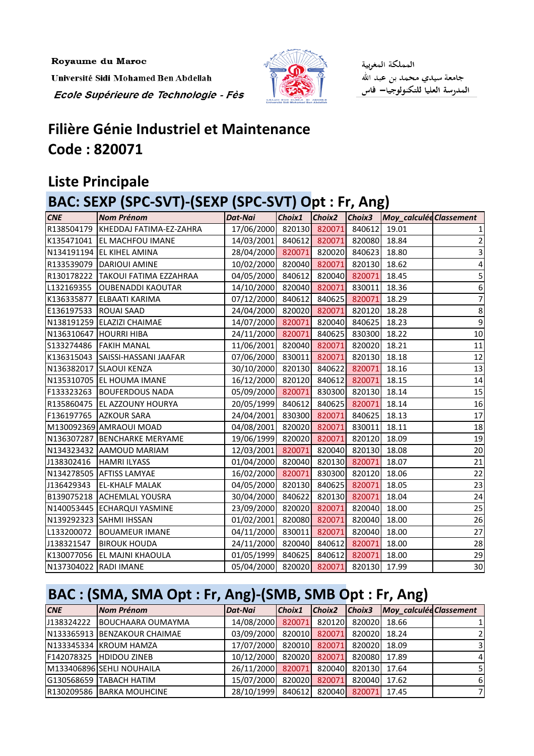Royaume du Maroc

Université Sidi Mohamed Ben Abdellah

*Ecole Supérieure de Technologie - Fès*

المملكة المغربية

جامعة سيدي محمد بن عبد الله

المدرسة العليا للتكنولوجيا– فاس

# Filière Génie Industriel et Maintenance

# Code : 820071

## Liste Principale

### BAC: SEXP (SPC-SVT)-(SEXP (SPC-SVT) Opt : Fr, Ang)

| CNE | Nom Prénom | Dat-Nai | Choix1 | Choix2 | Choix3 | Moy_calculée | Classement |
|---|---|---|---|---|---|---|---|
| R138504179 | KHEDDAJ FATIMA-EZ-ZAHRA | 17/06/2000 | 820130 | 820071 | 840612 | 19.01 | 1 |
| K135471041 | EL MACHFOU IMANE | 14/03/2001 | 840612 | 820071 | 820080 | 18.84 | 2 |
| N134191194 | EL KIHEL AMINA | 28/04/2000 | 820071 | 820020 | 840623 | 18.80 | 3 |
| R133539079 | DARIOUI AMINE | 10/02/2000 | 820040 | 820071 | 820130 | 18.62 | 4 |
| R130178222 | TAKOUI FATIMA EZZAHRAA | 04/05/2000 | 840612 | 820040 | 820071 | 18.45 | 5 |
| L132169355 | OUBENADDI KAOUTAR | 14/10/2000 | 820040 | 820071 | 830011 | 18.36 | 6 |
| K136335877 | ELBAATI KARIMA | 07/12/2000 | 840612 | 840625 | 820071 | 18.29 | 7 |
| E136197533 | ROUAI SAAD | 24/04/2000 | 820020 | 820071 | 820120 | 18.28 | 8 |
| N138191259 | ELAZIZI CHAIMAE | 14/07/2000 | 820071 | 820040 | 840625 | 18.23 | 9 |
| N136310647 | HOURRI HIBA | 24/11/2000 | 820071 | 840625 | 830300 | 18.22 | 10 |
| S133274486 | FAKIH MANAL | 11/06/2001 | 820040 | 820071 | 820020 | 18.21 | 11 |
| K136315043 | SAISSI-HASSANI JAAFAR | 07/06/2000 | 830011 | 820071 | 820130 | 18.18 | 12 |
| N136382017 | SLAOUI KENZA | 30/10/2000 | 820130 | 840622 | 820071 | 18.16 | 13 |
| N135310705 | EL HOUMA IMANE | 16/12/2000 | 820120 | 840612 | 820071 | 18.15 | 14 |
| F133323263 | BOUFERDOUS NADA | 05/09/2000 | 820071 | 830300 | 820130 | 18.14 | 15 |
| R135860475 | EL AZZOUNY HOURYA | 20/05/1999 | 840612 | 840625 | 820071 | 18.14 | 16 |
| F136197765 | AZKOUR SARA | 24/04/2001 | 830300 | 820071 | 840625 | 18.13 | 17 |
| M130092369 | AMRAOUI MOAD | 04/08/2001 | 820020 | 820071 | 830011 | 18.11 | 18 |
| N136307287 | BENCHARKE MERYAME | 19/06/1999 | 820020 | 820071 | 820120 | 18.09 | 19 |
| N134323432 | AAMOUD MARIAM | 12/03/2001 | 820071 | 820040 | 820130 | 18.08 | 20 |
| J138302416 | HAMRI ILYASS | 01/04/2000 | 820040 | 820130 | 820071 | 18.07 | 21 |
| N134278505 | AFTISS LAMYAE | 16/02/2000 | 820071 | 830300 | 820120 | 18.06 | 22 |
| J136429343 | EL-KHALF MALAK | 04/05/2000 | 820130 | 840625 | 820071 | 18.05 | 23 |
| B139075218 | ACHEMLAL YOUSRA | 30/04/2000 | 840622 | 820130 | 820071 | 18.04 | 24 |
| N140053445 | ECHARQUI YASMINE | 23/09/2000 | 820020 | 820071 | 820040 | 18.00 | 25 |
| N139292323 | SAHMI IHSSAN | 01/02/2001 | 820080 | 820071 | 820040 | 18.00 | 26 |
| L133200072 | BOUAMEUR IMANE | 04/11/2000 | 830011 | 820071 | 820040 | 18.00 | 27 |
| J138321547 | BIROUK HOUDA | 24/11/2000 | 820040 | 840612 | 820071 | 18.00 | 28 |
| K130077056 | EL MAJNI KHAOULA | 01/05/1999 | 840625 | 840612 | 820071 | 18.00 | 29 |
| N137304022 | RADI IMANE | 05/04/2000 | 820020 | 820071 | 820130 | 17.99 | 30 |

### BAC : (SMA, SMA Opt : Fr, Ang)-(SMB, SMB Opt : Fr, Ang)

| CNE | Nom Prénom | Dat-Nai | Choix1 | Choix2 | Choix3 | Moy_calculée | Classement |
|---|---|---|---|---|---|---|---|
| J138324222 | BOUCHAARA OUMAYMA | 14/08/2000 | 820071 | 820120 | 820020 | 18.66 | 1 |
| N133365913 | BENZAKOUR CHAIMAE | 03/09/2000 | 820010 | 820071 | 820020 | 18.24 | 2 |
| N133345334 | KROUM HAMZA | 17/07/2000 | 820010 | 820071 | 820020 | 18.09 | 3 |
| F142078325 | HDIDOU ZINEB | 10/12/2000 | 820020 | 820071 | 820080 | 17.89 | 4 |
| M133406896 | SEHLI NOUHAILA | 26/11/2000 | 820071 | 820040 | 820130 | 17.64 | 5 |
| G130568659 | TABACH HATIM | 15/07/2000 | 820020 | 820071 | 820040 | 17.62 | 6 |
| R130209586 | BARKA MOUHCINE | 28/10/1999 | 840612 | 820040 | 820071 | 17.45 | 7 |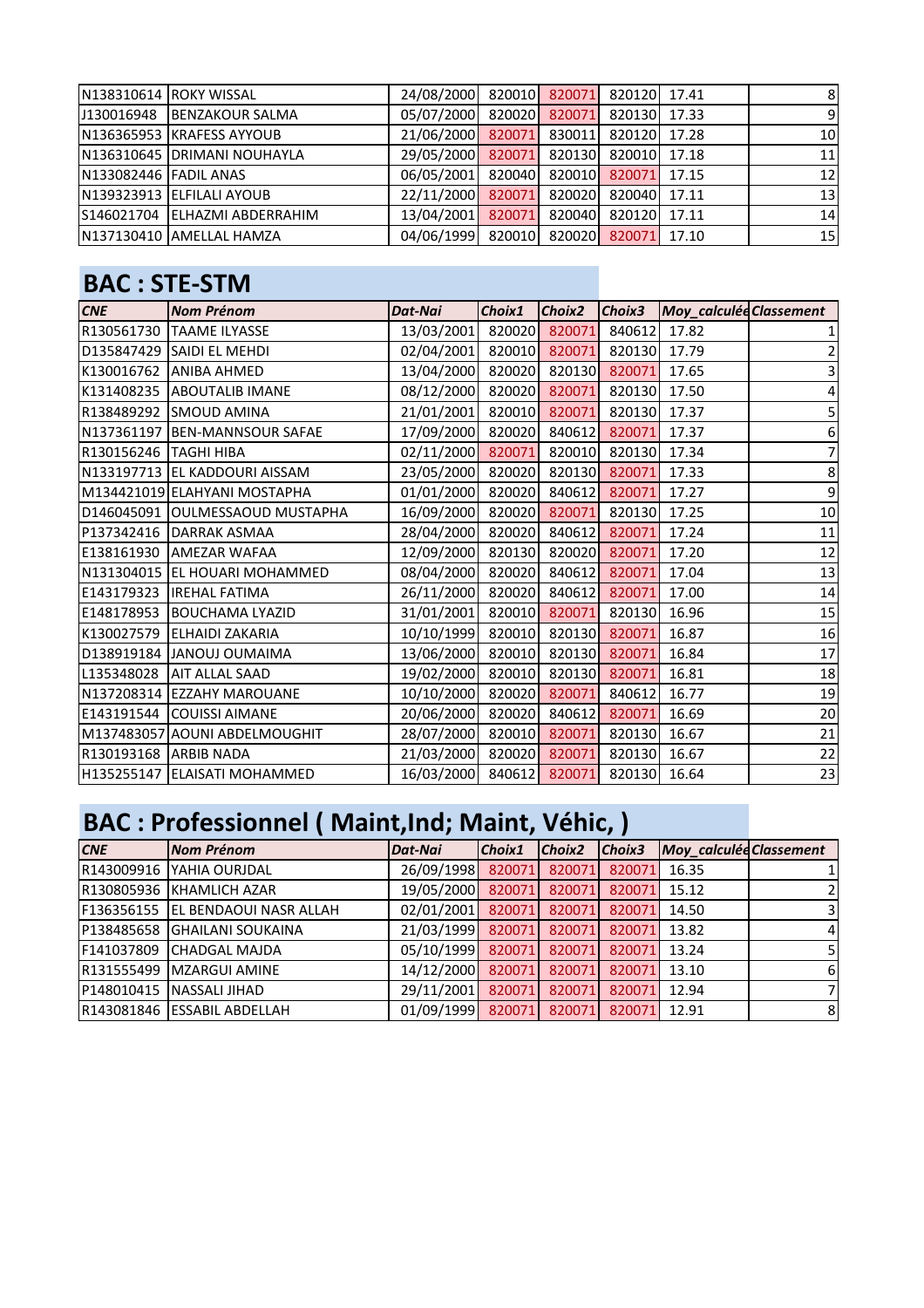| | | | | | | | |
|---|---|---|---|---|---|---|---|
| N138310614 | ROKY WISSAL | 24/08/2000 | 820010 | 820071 | 820120 | 17.41 | 8 |
| J130016948 | BENZAKOUR SALMA | 05/07/2000 | 820020 | 820071 | 820130 | 17.33 | 9 |
| N136365953 | KRAFESS AYYOUB | 21/06/2000 | 820071 | 830011 | 820120 | 17.28 | 10 |
| N136310645 | DRIMANI NOUHAYLA | 29/05/2000 | 820071 | 820130 | 820010 | 17.18 | 11 |
| N133082446 | FADIL ANAS | 06/05/2001 | 820040 | 820010 | 820071 | 17.15 | 12 |
| N139323913 | ELFILALI AYOUB | 22/11/2000 | 820071 | 820020 | 820040 | 17.11 | 13 |
| S146021704 | ELHAZMI ABDERRAHIM | 13/04/2001 | 820071 | 820040 | 820120 | 17.11 | 14 |
| N137130410 | AMELLAL HAMZA | 04/06/1999 | 820010 | 820020 | 820071 | 17.10 | 15 |

## BAC : STE-STM

| CNE | Nom Prénom | Dat-Nai | Choix1 | Choix2 | Choix3 | Moy_calculée | Classement |
|---|---|---|---|---|---|---|---|
| R130561730 | TAAME ILYASSE | 13/03/2001 | 820020 | 820071 | 840612 | 17.82 | 1 |
| D135847429 | SAIDI EL MEHDI | 02/04/2001 | 820010 | 820071 | 820130 | 17.79 | 2 |
| K130016762 | ANIBA AHMED | 13/04/2000 | 820020 | 820130 | 820071 | 17.65 | 3 |
| K131408235 | ABOUTALIB IMANE | 08/12/2000 | 820020 | 820071 | 820130 | 17.50 | 4 |
| R138489292 | SMOUD AMINA | 21/01/2001 | 820010 | 820071 | 820130 | 17.37 | 5 |
| N137361197 | BEN-MANNSOUR SAFAE | 17/09/2000 | 820020 | 840612 | 820071 | 17.37 | 6 |
| R130156246 | TAGHI HIBA | 02/11/2000 | 820071 | 820010 | 820130 | 17.34 | 7 |
| N133197713 | EL KADDOURI AISSAM | 23/05/2000 | 820020 | 820130 | 820071 | 17.33 | 8 |
| M134421019 | ELAHYANI MOSTAPHA | 01/01/2000 | 820020 | 840612 | 820071 | 17.27 | 9 |
| D146045091 | OULMESSAOUD MUSTAPHA | 16/09/2000 | 820020 | 820071 | 820130 | 17.25 | 10 |
| P137342416 | DARRAK ASMAA | 28/04/2000 | 820020 | 840612 | 820071 | 17.24 | 11 |
| E138161930 | AMEZAR WAFAA | 12/09/2000 | 820130 | 820020 | 820071 | 17.20 | 12 |
| N131304015 | EL HOUARI MOHAMMED | 08/04/2000 | 820020 | 840612 | 820071 | 17.04 | 13 |
| E143179323 | IREHAL FATIMA | 26/11/2000 | 820020 | 840612 | 820071 | 17.00 | 14 |
| E148178953 | BOUCHAMA LYAZID | 31/01/2001 | 820010 | 820071 | 820130 | 16.96 | 15 |
| K130027579 | ELHAIDI ZAKARIA | 10/10/1999 | 820010 | 820130 | 820071 | 16.87 | 16 |
| D138919184 | JANOUJ OUMAIMA | 13/06/2000 | 820010 | 820130 | 820071 | 16.84 | 17 |
| L135348028 | AIT ALLAL SAAD | 19/02/2000 | 820010 | 820130 | 820071 | 16.81 | 18 |
| N137208314 | EZZAHY MAROUANE | 10/10/2000 | 820020 | 820071 | 840612 | 16.77 | 19 |
| E143191544 | COUISSI AIMANE | 20/06/2000 | 820020 | 840612 | 820071 | 16.69 | 20 |
| M137483057 | AOUNI ABDELMOUGHIT | 28/07/2000 | 820010 | 820071 | 820130 | 16.67 | 21 |
| R130193168 | ARBIB NADA | 21/03/2000 | 820020 | 820071 | 820130 | 16.67 | 22 |
| H135255147 | ELAISATI MOHAMMED | 16/03/2000 | 840612 | 820071 | 820130 | 16.64 | 23 |

## BAC : Professionnel ( Maint,Ind; Maint, Véhic, )

| CNE | Nom Prénom | Dat-Nai | Choix1 | Choix2 | Choix3 | Moy_calculée | Classement |
|---|---|---|---|---|---|---|---|
| R143009916 | YAHIA OURJDAL | 26/09/1998 | 820071 | 820071 | 820071 | 16.35 | 1 |
| R130805936 | KHAMLICH AZAR | 19/05/2000 | 820071 | 820071 | 820071 | 15.12 | 2 |
| F136356155 | EL BENDAOUI NASR ALLAH | 02/01/2001 | 820071 | 820071 | 820071 | 14.50 | 3 |
| P138485658 | GHAILANI SOUKAINA | 21/03/1999 | 820071 | 820071 | 820071 | 13.82 | 4 |
| F141037809 | CHADGAL MAJDA | 05/10/1999 | 820071 | 820071 | 820071 | 13.24 | 5 |
| R131555499 | MZARGUI AMINE | 14/12/2000 | 820071 | 820071 | 820071 | 13.10 | 6 |
| P148010415 | NASSALI JIHAD | 29/11/2001 | 820071 | 820071 | 820071 | 12.94 | 7 |
| R143081846 | ESSABIL ABDELLAH | 01/09/1999 | 820071 | 820071 | 820071 | 12.91 | 8 |